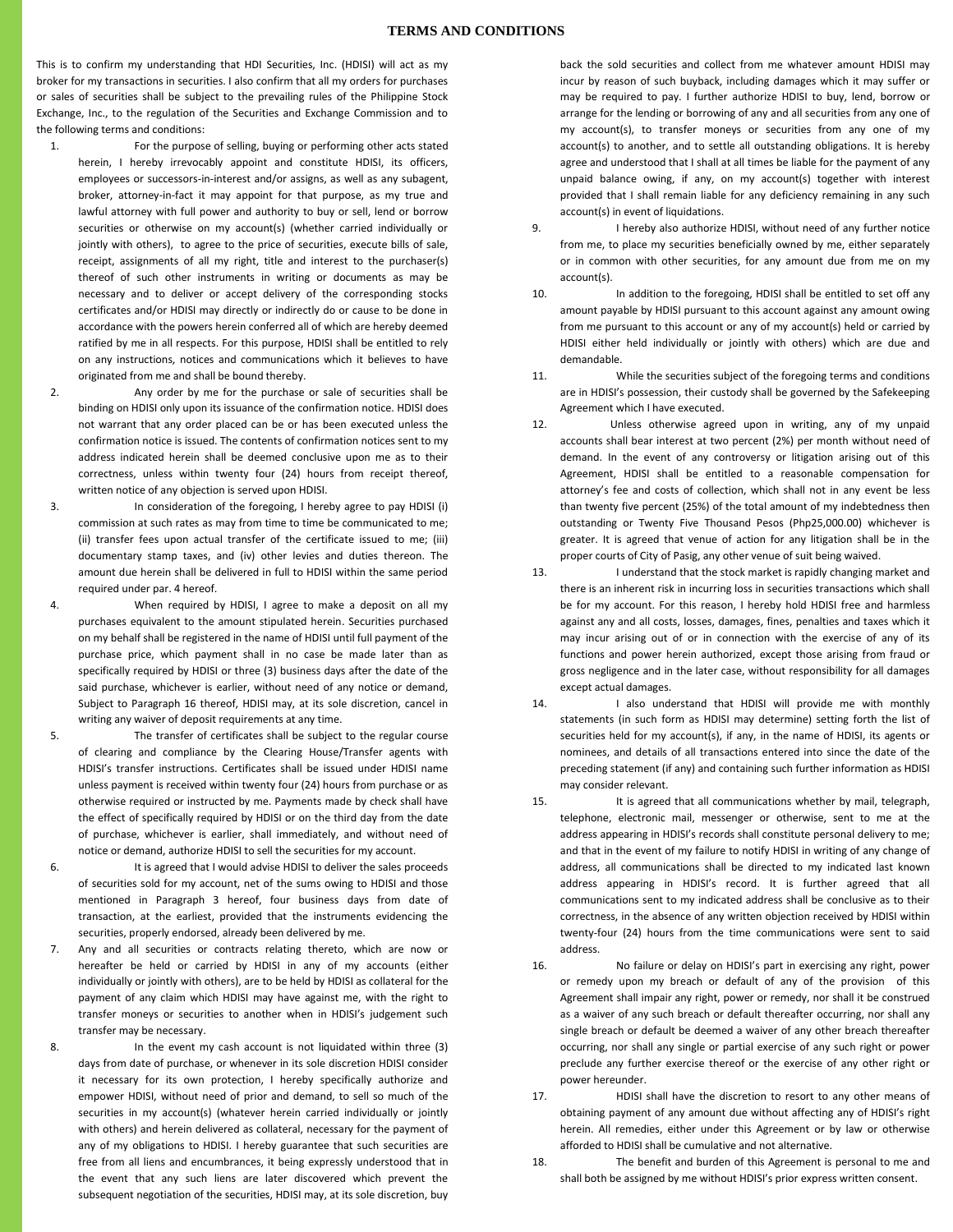# TERMS AND CONDITIONS

This is to confirm my understanding that HDI Securities, Inc. (HDISI) will act as my broker for my transactions in securities. I also confirm that all my orders for purchases or sales of securities shall be subject to the prevailing rules of the Philippine Stock Exchange, Inc., to the regulation of the Securities and Exchange Commission and to the following terms and conditions:

1. For the purpose of selling, buying or performing other acts stated herein, I hereby irrevocably appoint and constitute HDISI, its officers, employees or successors-in-interest and/or assigns, as well as any subagent, broker, attorney-in-fact it may appoint for that purpose, as my true and lawful attorney with full power and authority to buy or sell, lend or borrow securities or otherwise on my account(s) (whether carried individually or jointly with others), to agree to the price of securities, execute bills of sale, receipt, assignments of all my right, title and interest to the purchaser(s) thereof of such other instruments in writing or documents as may be necessary and to deliver or accept delivery of the corresponding stocks certificates and/or HDISI may directly or indirectly do or cause to be done in accordance with the powers herein conferred all of which are hereby deemed ratified by me in all respects. For this purpose, HDISI shall be entitled to rely on any instructions, notices and communications which it believes to have originated from me and shall be bound thereby.

2. Any order by me for the purchase or sale of securities shall be binding on HDISI only upon its issuance of the confirmation notice. HDISI does not warrant that any order placed can be or has been executed unless the confirmation notice is issued. The contents of confirmation notices sent to my address indicated herein shall be deemed conclusive upon me as to their correctness, unless within twenty four (24) hours from receipt thereof, written notice of any objection is served upon HDISI.

3. In consideration of the foregoing, I hereby agree to pay HDISI (i) commission at such rates as may from time to time be communicated to me; (ii) transfer fees upon actual transfer of the certificate issued to me; (iii) documentary stamp taxes, and (iv) other levies and duties thereon. The amount due herein shall be delivered in full to HDISI within the same period required under par. 4 hereof.

4. When required by HDISI, I agree to make a deposit on all my purchases equivalent to the amount stipulated herein. Securities purchased on my behalf shall be registered in the name of HDISI until full payment of the purchase price, which payment shall in no case be made later than as specifically required by HDISI or three (3) business days after the date of the said purchase, whichever is earlier, without need of any notice or demand, Subject to Paragraph 16 thereof, HDISI may, at its sole discretion, cancel in writing any waiver of deposit requirements at any time.

5. The transfer of certificates shall be subject to the regular course of clearing and compliance by the Clearing House/Transfer agents with HDISI's transfer instructions. Certificates shall be issued under HDISI name unless payment is received within twenty four (24) hours from purchase or as otherwise required or instructed by me. Payments made by check shall have the effect of specifically required by HDISI or on the third day from the date of purchase, whichever is earlier, shall immediately, and without need of notice or demand, authorize HDISI to sell the securities for my account.

6. It is agreed that I would advise HDISI to deliver the sales proceeds of securities sold for my account, net of the sums owing to HDISI and those mentioned in Paragraph 3 hereof, four business days from date of transaction, at the earliest, provided that the instruments evidencing the securities, properly endorsed, already been delivered by me.

7. Any and all securities or contracts relating thereto, which are now or hereafter be held or carried by HDISI in any of my accounts (either individually or jointly with others), are to be held by HDISI as collateral for the payment of any claim which HDISI may have against me, with the right to transfer moneys or securities to another when in HDISI's judgement such transfer may be necessary.

8. In the event my cash account is not liquidated within three (3) days from date of purchase, or whenever in its sole discretion HDISI consider it necessary for its own protection, I hereby specifically authorize and empower HDISI, without need of prior and demand, to sell so much of the securities in my account(s) (whatever herein carried individually or jointly with others) and herein delivered as collateral, necessary for the payment of any of my obligations to HDISI. I hereby guarantee that such securities are free from all liens and encumbrances, it being expressly understood that in the event that any such liens are later discovered which prevent the subsequent negotiation of the securities, HDISI may, at its sole discretion, buy back the sold securities and collect from me whatever amount HDISI may incur by reason of such buyback, including damages which it may suffer or may be required to pay. I further authorize HDISI to buy, lend, borrow or arrange for the lending or borrowing of any and all securities from any one of my account(s), to transfer moneys or securities from any one of my account(s) to another, and to settle all outstanding obligations. It is hereby agree and understood that I shall at all times be liable for the payment of any unpaid balance owing, if any, on my account(s) together with interest provided that I shall remain liable for any deficiency remaining in any such account(s) in event of liquidations.

9. I hereby also authorize HDISI, without need of any further notice from me, to place my securities beneficially owned by me, either separately or in common with other securities, for any amount due from me on my account(s).

10. In addition to the foregoing, HDISI shall be entitled to set off any amount payable by HDISI pursuant to this account against any amount owing from me pursuant to this account or any of my account(s) held or carried by HDISI either held individually or jointly with others) which are due and demandable.

11. While the securities subject of the foregoing terms and conditions are in HDISI's possession, their custody shall be governed by the Safekeeping Agreement which I have executed.

12. Unless otherwise agreed upon in writing, any of my unpaid accounts shall bear interest at two percent (2%) per month without need of demand. In the event of any controversy or litigation arising out of this Agreement, HDISI shall be entitled to a reasonable compensation for attorney's fee and costs of collection, which shall not in any event be less than twenty five percent (25%) of the total amount of my indebtedness then outstanding or Twenty Five Thousand Pesos (Php25,000.00) whichever is greater. It is agreed that venue of action for any litigation shall be in the proper courts of City of Pasig, any other venue of suit being waived.

13. I understand that the stock market is rapidly changing market and there is an inherent risk in incurring loss in securities transactions which shall be for my account. For this reason, I hereby hold HDISI free and harmless against any and all costs, losses, damages, fines, penalties and taxes which it may incur arising out of or in connection with the exercise of any of its functions and power herein authorized, except those arising from fraud or gross negligence and in the later case, without responsibility for all damages except actual damages.

14. I also understand that HDISI will provide me with monthly statements (in such form as HDISI may determine) setting forth the list of securities held for my account(s), if any, in the name of HDISI, its agents or nominees, and details of all transactions entered into since the date of the preceding statement (if any) and containing such further information as HDISI may consider relevant.

15. It is agreed that all communications whether by mail, telegraph, telephone, electronic mail, messenger or otherwise, sent to me at the address appearing in HDISI's records shall constitute personal delivery to me; and that in the event of my failure to notify HDISI in writing of any change of address, all communications shall be directed to my indicated last known address appearing in HDISI's record. It is further agreed that all communications sent to my indicated address shall be conclusive as to their correctness, in the absence of any written objection received by HDISI within twenty-four (24) hours from the time communications were sent to said address.

16. No failure or delay on HDISI's part in exercising any right, power or remedy upon my breach or default of any of the provision of this Agreement shall impair any right, power or remedy, nor shall it be construed as a waiver of any such breach or default thereafter occurring, nor shall any single breach or default be deemed a waiver of any other breach thereafter occurring, nor shall any single or partial exercise of any such right or power preclude any further exercise thereof or the exercise of any other right or power hereunder.

17. HDISI shall have the discretion to resort to any other means of obtaining payment of any amount due without affecting any of HDISI's right herein. All remedies, either under this Agreement or by law or otherwise afforded to HDISI shall be cumulative and not alternative.

18. The benefit and burden of this Agreement is personal to me and shall both be assigned by me without HDISI's prior express written consent.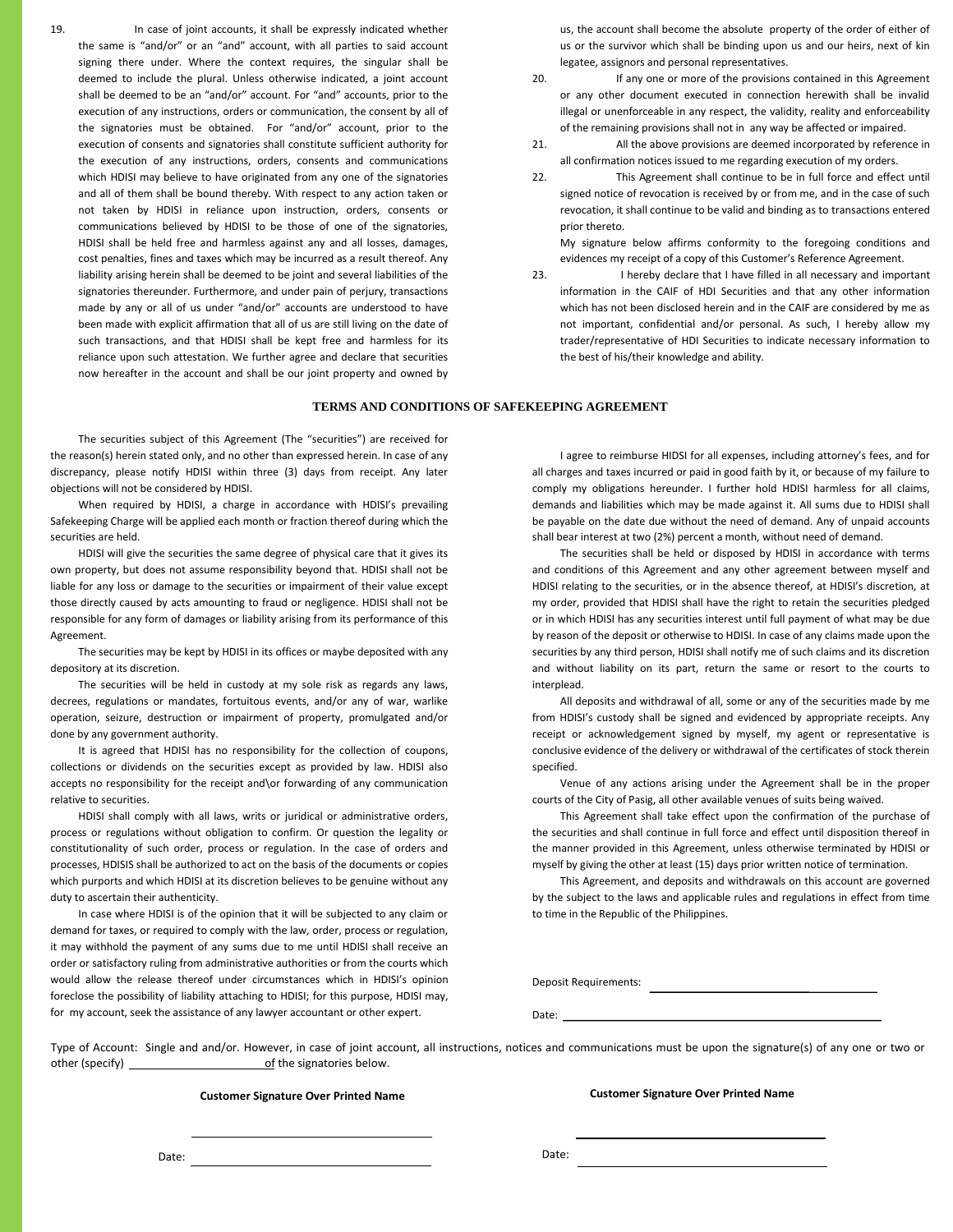19. In case of joint accounts, it shall be expressly indicated whether the same is "and/or" or an "and" account, with all parties to said account signing there under. Where the context requires, the singular shall be deemed to include the plural. Unless otherwise indicated, a joint account shall be deemed to be an "and/or" account. For "and" accounts, prior to the execution of any instructions, orders or communication, the consent by all of the signatories must be obtained. For "and/or" account, prior to the execution of consents and signatories shall constitute sufficient authority for the execution of any instructions, orders, consents and communications which HDISI may believe to have originated from any one of the signatories and all of them shall be bound thereby. With respect to any action taken or not taken by HDISI in reliance upon instruction, orders, consents or communications believed by HDISI to be those of one of the signatories, HDISI shall be held free and harmless against any and all losses, damages, cost penalties, fines and taxes which may be incurred as a result thereof. Any liability arising herein shall be deemed to be joint and several liabilities of the signatories thereunder. Furthermore, and under pain of perjury, transactions made by any or all of us under "and/or" accounts are understood to have been made with explicit affirmation that all of us are still living on the date of such transactions, and that HDISI shall be kept free and harmless for its reliance upon such attestation. We further agree and declare that securities now hereafter in the account and shall be our joint property and owned by us, the account shall become the absolute property of the order of either of us or the survivor which shall be binding upon us and our heirs, next of kin legatee, assignors and personal representatives.

20. If any one or more of the provisions contained in this Agreement or any other document executed in connection herewith shall be invalid illegal or unenforceable in any respect, the validity, reality and enforceability of the remaining provisions shall not in any way be affected or impaired.

21. All the above provisions are deemed incorporated by reference in all confirmation notices issued to me regarding execution of my orders.

22. This Agreement shall continue to be in full force and effect until signed notice of revocation is received by or from me, and in the case of such revocation, it shall continue to be valid and binding as to transactions entered prior thereto.

My signature below affirms conformity to the foregoing conditions and evidences my receipt of a copy of this Customer's Reference Agreement.

23. I hereby declare that I have filled in all necessary and important information in the CAIF of HDI Securities and that any other information which has not been disclosed herein and in the CAIF are considered by me as not important, confidential and/or personal. As such, I hereby allow my trader/representative of HDI Securities to indicate necessary information to the best of his/their knowledge and ability.

## TERMS AND CONDITIONS OF SAFEKEEPING AGREEMENT

The securities subject of this Agreement (The "securities") are received for the reason(s) herein stated only, and no other than expressed herein. In case of any discrepancy, please notify HDISI within three (3) days from receipt. Any later objections will not be considered by HDISI.

When required by HDISI, a charge in accordance with HDISI's prevailing Safekeeping Charge will be applied each month or fraction thereof during which the securities are held.

HDISI will give the securities the same degree of physical care that it gives its own property, but does not assume responsibility beyond that. HDISI shall not be liable for any loss or damage to the securities or impairment of their value except those directly caused by acts amounting to fraud or negligence. HDISI shall not be responsible for any form of damages or liability arising from its performance of this Agreement.

The securities may be kept by HDISI in its offices or maybe deposited with any depository at its discretion.

The securities will be held in custody at my sole risk as regards any laws, decrees, regulations or mandates, fortuitous events, and/or any of war, warlike operation, seizure, destruction or impairment of property, promulgated and/or done by any government authority.

It is agreed that HDISI has no responsibility for the collection of coupons, collections or dividends on the securities except as provided by law. HDISI also accepts no responsibility for the receipt and\or forwarding of any communication relative to securities.

HDISI shall comply with all laws, writs or juridical or administrative orders, process or regulations without obligation to confirm. Or question the legality or constitutionality of such order, process or regulation. In the case of orders and processes, HDISIS shall be authorized to act on the basis of the documents or copies which purports and which HDISI at its discretion believes to be genuine without any duty to ascertain their authenticity.

In case where HDISI is of the opinion that it will be subjected to any claim or demand for taxes, or required to comply with the law, order, process or regulation, it may withhold the payment of any sums due to me until HDISI shall receive an order or satisfactory ruling from administrative authorities or from the courts which would allow the release thereof under circumstances which in HDISI's opinion foreclose the possibility of liability attaching to HDISI; for this purpose, HDISI may, for my account, seek the assistance of any lawyer accountant or other expert.

I agree to reimburse HIDSI for all expenses, including attorney's fees, and for all charges and taxes incurred or paid in good faith by it, or because of my failure to comply my obligations hereunder. I further hold HDISI harmless for all claims, demands and liabilities which may be made against it. All sums due to HDISI shall be payable on the date due without the need of demand. Any of unpaid accounts shall bear interest at two (2%) percent a month, without need of demand.

The securities shall be held or disposed by HDISI in accordance with terms and conditions of this Agreement and any other agreement between myself and HDISI relating to the securities, or in the absence thereof, at HDISI's discretion, at my order, provided that HDISI shall have the right to retain the securities pledged or in which HDISI has any securities interest until full payment of what may be due by reason of the deposit or otherwise to HDISI. In case of any claims made upon the securities by any third person, HDISI shall notify me of such claims and its discretion and without liability on its part, return the same or resort to the courts to interplead.

All deposits and withdrawal of all, some or any of the securities made by me from HDISI's custody shall be signed and evidenced by appropriate receipts. Any receipt or acknowledgement signed by myself, my agent or representative is conclusive evidence of the delivery or withdrawal of the certificates of stock therein specified.

Venue of any actions arising under the Agreement shall be in the proper courts of the City of Pasig, all other available venues of suits being waived.

This Agreement shall take effect upon the confirmation of the purchase of the securities and shall continue in full force and effect until disposition thereof in the manner provided in this Agreement, unless otherwise terminated by HDISI or myself by giving the other at least (15) days prior written notice of termination.

This Agreement, and deposits and withdrawals on this account are governed by the subject to the laws and applicable rules and regulations in effect from time to time in the Republic of the Philippines.

Deposit Requirements: ______________________________

Date: ______________________________

Type of Account: Single and and/or. However, in case of joint account, all instructions, notices and communications must be upon the signature(s) of any one or two or other (specify) ____________________ of the signatories below.

**Customer Signature Over Printed Name**

______________________________

Date: ______________________________

**Customer Signature Over Printed Name**

______________________________

Date: ______________________________